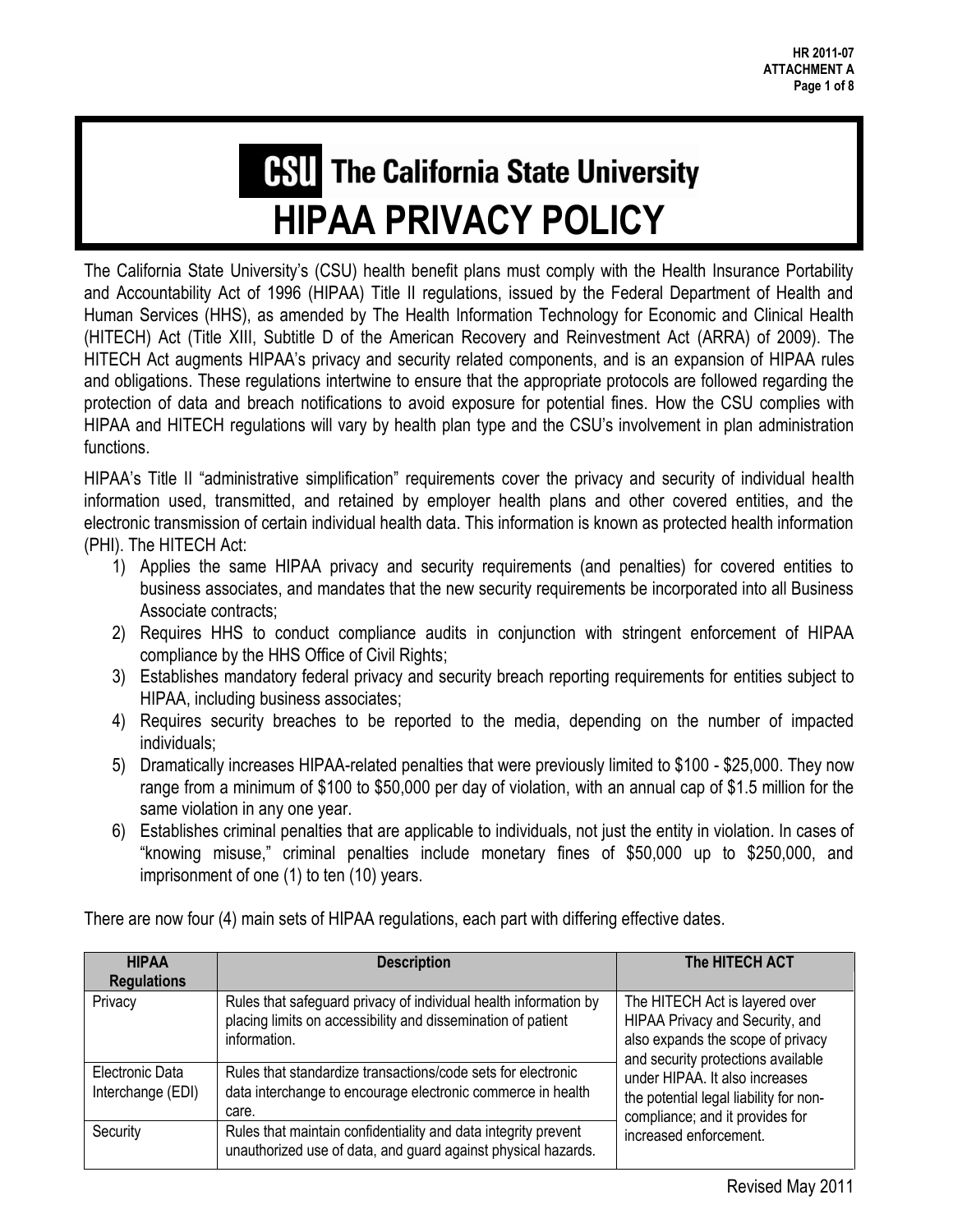# CSU The California State University

# HIPAA PRIVACY POLICY

The California State University's (CSU) health benefit plans must comply with the Health Insurance Portability and Accountability Act of 1996 (HIPAA) Title II regulations, issued by the Federal Department of Health and Human Services (HHS), as amended by The Health Information Technology for Economic and Clinical Health (HITECH) Act (Title XIII, Subtitle D of the American Recovery and Reinvestment Act (ARRA) of 2009). The HITECH Act augments HIPAA's privacy and security related components, and is an expansion of HIPAA rules and obligations. These regulations intertwine to ensure that the appropriate protocols are followed regarding the protection of data and breach notifications to avoid exposure for potential fines. How the CSU complies with HIPAA and HITECH regulations will vary by health plan type and the CSU's involvement in plan administration functions.

HIPAA's Title II "administrative simplification" requirements cover the privacy and security of individual health information used, transmitted, and retained by employer health plans and other covered entities, and the electronic transmission of certain individual health data. This information is known as protected health information (PHI). The HITECH Act:

1) Applies the same HIPAA privacy and security requirements (and penalties) for covered entities to business associates, and mandates that the new security requirements be incorporated into all Business Associate contracts;
2) Requires HHS to conduct compliance audits in conjunction with stringent enforcement of HIPAA compliance by the HHS Office of Civil Rights;
3) Establishes mandatory federal privacy and security breach reporting requirements for entities subject to HIPAA, including business associates;
4) Requires security breaches to be reported to the media, depending on the number of impacted individuals;
5) Dramatically increases HIPAA-related penalties that were previously limited to $100 - $25,000. They now range from a minimum of $100 to $50,000 per day of violation, with an annual cap of $1.5 million for the same violation in any one year.
6) Establishes criminal penalties that are applicable to individuals, not just the entity in violation. In cases of "knowing misuse," criminal penalties include monetary fines of $50,000 up to $250,000, and imprisonment of one (1) to ten (10) years.

There are now four (4) main sets of HIPAA regulations, each part with differing effective dates.

| HIPAA Regulations | Description | The HITECH ACT |
|---|---|---|
| Privacy | Rules that safeguard privacy of individual health information by placing limits on accessibility and dissemination of patient information. | The HITECH Act is layered over HIPAA Privacy and Security, and also expands the scope of privacy and security protections available under HIPAA. It also increases the potential legal liability for non-compliance; and it provides for increased enforcement. |
| Electronic Data Interchange (EDI) | Rules that standardize transactions/code sets for electronic data interchange to encourage electronic commerce in health care. | |
| Security | Rules that maintain confidentiality and data integrity prevent unauthorized use of data, and guard against physical hazards. | |

Revised May 2011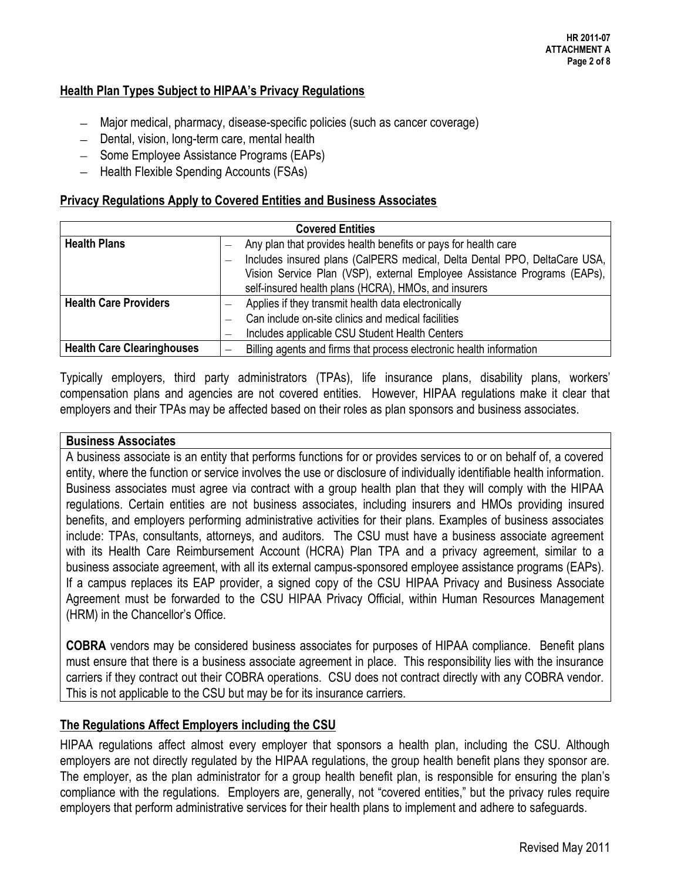## Health Plan Types Subject to HIPAA's Privacy Regulations

- Major medical, pharmacy, disease-specific policies (such as cancer coverage)
- Dental, vision, long-term care, mental health
- Some Employee Assistance Programs (EAPs)
- Health Flexible Spending Accounts (FSAs)

## Privacy Regulations Apply to Covered Entities and Business Associates

| Covered Entities | |
|---|---|
| **Health Plans** | – Any plan that provides health benefits or pays for health care<br>– Includes insured plans (CalPERS medical, Delta Dental PPO, DeltaCare USA, Vision Service Plan (VSP), external Employee Assistance Programs (EAPs), self-insured health plans (HCRA), HMOs, and insurers |
| **Health Care Providers** | – Applies if they transmit health data electronically<br>– Can include on-site clinics and medical facilities<br>– Includes applicable CSU Student Health Centers |
| **Health Care Clearinghouses** | – Billing agents and firms that process electronic health information |

Typically employers, third party administrators (TPAs), life insurance plans, disability plans, workers' compensation plans and agencies are not covered entities. However, HIPAA regulations make it clear that employers and their TPAs may be affected based on their roles as plan sponsors and business associates.

**Business Associates**

A business associate is an entity that performs functions for or provides services to or on behalf of, a covered entity, where the function or service involves the use or disclosure of individually identifiable health information. Business associates must agree via contract with a group health plan that they will comply with the HIPAA regulations. Certain entities are not business associates, including insurers and HMOs providing insured benefits, and employers performing administrative activities for their plans. Examples of business associates include: TPAs, consultants, attorneys, and auditors. The CSU must have a business associate agreement with its Health Care Reimbursement Account (HCRA) Plan TPA and a privacy agreement, similar to a business associate agreement, with all its external campus-sponsored employee assistance programs (EAPs). If a campus replaces its EAP provider, a signed copy of the CSU HIPAA Privacy and Business Associate Agreement must be forwarded to the CSU HIPAA Privacy Official, within Human Resources Management (HRM) in the Chancellor's Office.

**COBRA** vendors may be considered business associates for purposes of HIPAA compliance. Benefit plans must ensure that there is a business associate agreement in place. This responsibility lies with the insurance carriers if they contract out their COBRA operations. CSU does not contract directly with any COBRA vendor. This is not applicable to the CSU but may be for its insurance carriers.

## The Regulations Affect Employers including the CSU

HIPAA regulations affect almost every employer that sponsors a health plan, including the CSU. Although employers are not directly regulated by the HIPAA regulations, the group health benefit plans they sponsor are. The employer, as the plan administrator for a group health benefit plan, is responsible for ensuring the plan's compliance with the regulations. Employers are, generally, not "covered entities," but the privacy rules require employers that perform administrative services for their health plans to implement and adhere to safeguards.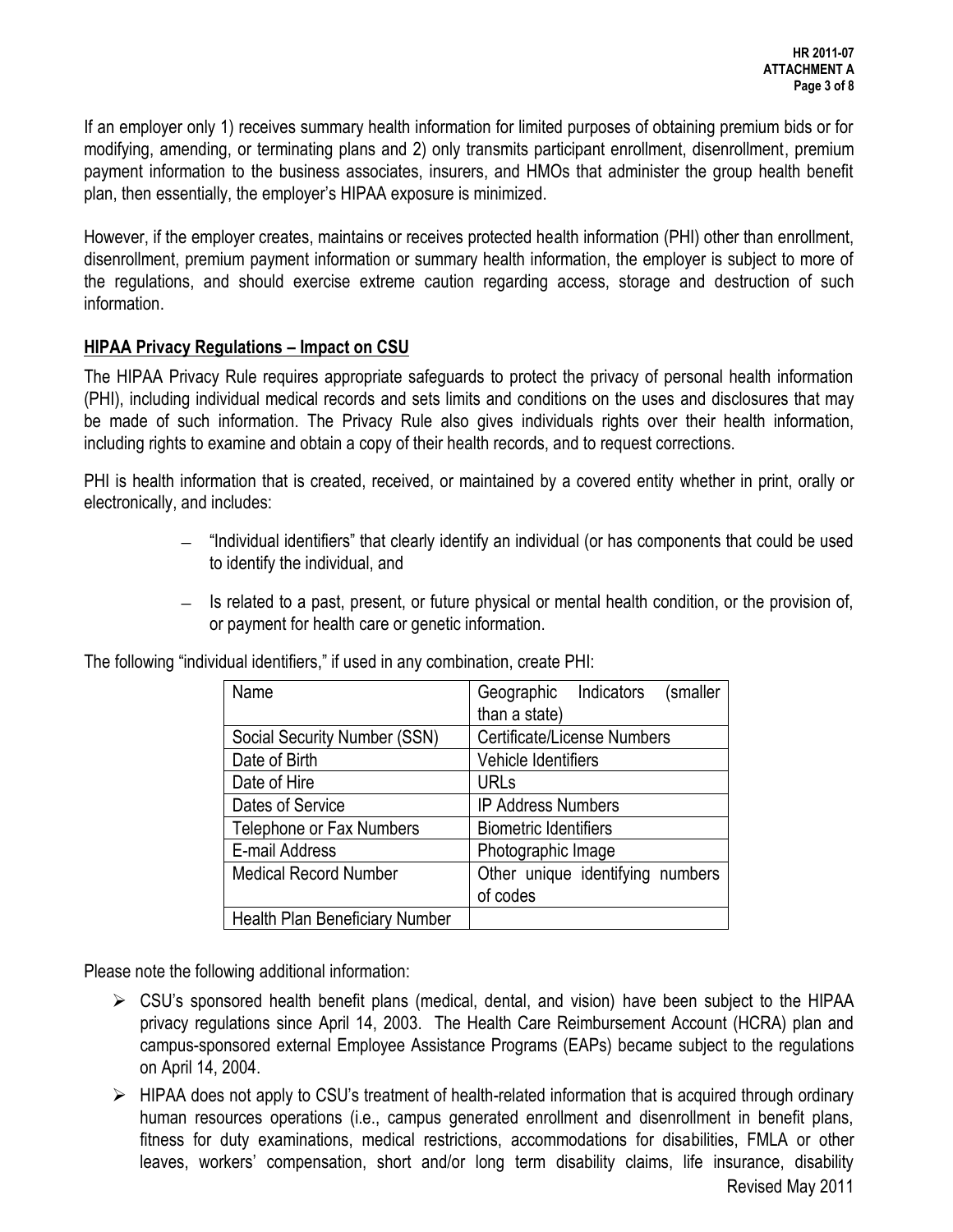If an employer only 1) receives summary health information for limited purposes of obtaining premium bids or for modifying, amending, or terminating plans and 2) only transmits participant enrollment, disenrollment, premium payment information to the business associates, insurers, and HMOs that administer the group health benefit plan, then essentially, the employer's HIPAA exposure is minimized.

However, if the employer creates, maintains or receives protected health information (PHI) other than enrollment, disenrollment, premium payment information or summary health information, the employer is subject to more of the regulations, and should exercise extreme caution regarding access, storage and destruction of such information.

**HIPAA Privacy Regulations – Impact on CSU**

The HIPAA Privacy Rule requires appropriate safeguards to protect the privacy of personal health information (PHI), including individual medical records and sets limits and conditions on the uses and disclosures that may be made of such information. The Privacy Rule also gives individuals rights over their health information, including rights to examine and obtain a copy of their health records, and to request corrections.

PHI is health information that is created, received, or maintained by a covered entity whether in print, orally or electronically, and includes:

- "Individual identifiers" that clearly identify an individual (or has components that could be used to identify the individual, and
- Is related to a past, present, or future physical or mental health condition, or the provision of, or payment for health care or genetic information.

The following "individual identifiers," if used in any combination, create PHI:

| Name | Geographic Indicators (smaller than a state) |
|---|---|
| Social Security Number (SSN) | Certificate/License Numbers |
| Date of Birth | Vehicle Identifiers |
| Date of Hire | URLs |
| Dates of Service | IP Address Numbers |
| Telephone or Fax Numbers | Biometric Identifiers |
| E-mail Address | Photographic Image |
| Medical Record Number | Other unique identifying numbers of codes |
| Health Plan Beneficiary Number | |

Please note the following additional information:

- CSU's sponsored health benefit plans (medical, dental, and vision) have been subject to the HIPAA privacy regulations since April 14, 2003. The Health Care Reimbursement Account (HCRA) plan and campus-sponsored external Employee Assistance Programs (EAPs) became subject to the regulations on April 14, 2004.
- HIPAA does not apply to CSU's treatment of health-related information that is acquired through ordinary human resources operations (i.e., campus generated enrollment and disenrollment in benefit plans, fitness for duty examinations, medical restrictions, accommodations for disabilities, FMLA or other leaves, workers' compensation, short and/or long term disability claims, life insurance, disability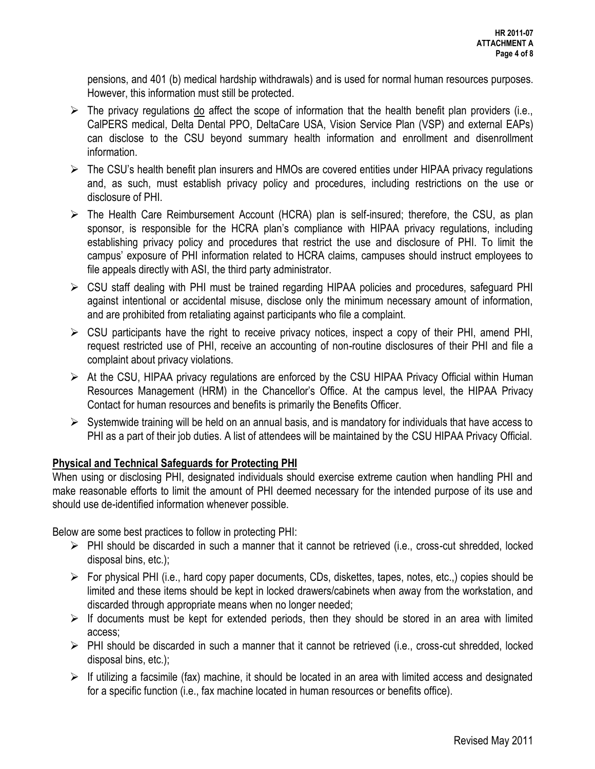pensions, and 401 (b) medical hardship withdrawals) and is used for normal human resources purposes. However, this information must still be protected.

- The privacy regulations do affect the scope of information that the health benefit plan providers (i.e., CalPERS medical, Delta Dental PPO, DeltaCare USA, Vision Service Plan (VSP) and external EAPs) can disclose to the CSU beyond summary health information and enrollment and disenrollment information.
- The CSU's health benefit plan insurers and HMOs are covered entities under HIPAA privacy regulations and, as such, must establish privacy policy and procedures, including restrictions on the use or disclosure of PHI.
- The Health Care Reimbursement Account (HCRA) plan is self-insured; therefore, the CSU, as plan sponsor, is responsible for the HCRA plan's compliance with HIPAA privacy regulations, including establishing privacy policy and procedures that restrict the use and disclosure of PHI. To limit the campus' exposure of PHI information related to HCRA claims, campuses should instruct employees to file appeals directly with ASI, the third party administrator.
- CSU staff dealing with PHI must be trained regarding HIPAA policies and procedures, safeguard PHI against intentional or accidental misuse, disclose only the minimum necessary amount of information, and are prohibited from retaliating against participants who file a complaint.
- CSU participants have the right to receive privacy notices, inspect a copy of their PHI, amend PHI, request restricted use of PHI, receive an accounting of non-routine disclosures of their PHI and file a complaint about privacy violations.
- At the CSU, HIPAA privacy regulations are enforced by the CSU HIPAA Privacy Official within Human Resources Management (HRM) in the Chancellor's Office. At the campus level, the HIPAA Privacy Contact for human resources and benefits is primarily the Benefits Officer.
- Systemwide training will be held on an annual basis, and is mandatory for individuals that have access to PHI as a part of their job duties. A list of attendees will be maintained by the CSU HIPAA Privacy Official.

**Physical and Technical Safeguards for Protecting PHI**

When using or disclosing PHI, designated individuals should exercise extreme caution when handling PHI and make reasonable efforts to limit the amount of PHI deemed necessary for the intended purpose of its use and should use de-identified information whenever possible.

Below are some best practices to follow in protecting PHI:

- PHI should be discarded in such a manner that it cannot be retrieved (i.e., cross-cut shredded, locked disposal bins, etc.);
- For physical PHI (i.e., hard copy paper documents, CDs, diskettes, tapes, notes, etc.,) copies should be limited and these items should be kept in locked drawers/cabinets when away from the workstation, and discarded through appropriate means when no longer needed;
- If documents must be kept for extended periods, then they should be stored in an area with limited access;
- PHI should be discarded in such a manner that it cannot be retrieved (i.e., cross-cut shredded, locked disposal bins, etc.);
- If utilizing a facsimile (fax) machine, it should be located in an area with limited access and designated for a specific function (i.e., fax machine located in human resources or benefits office).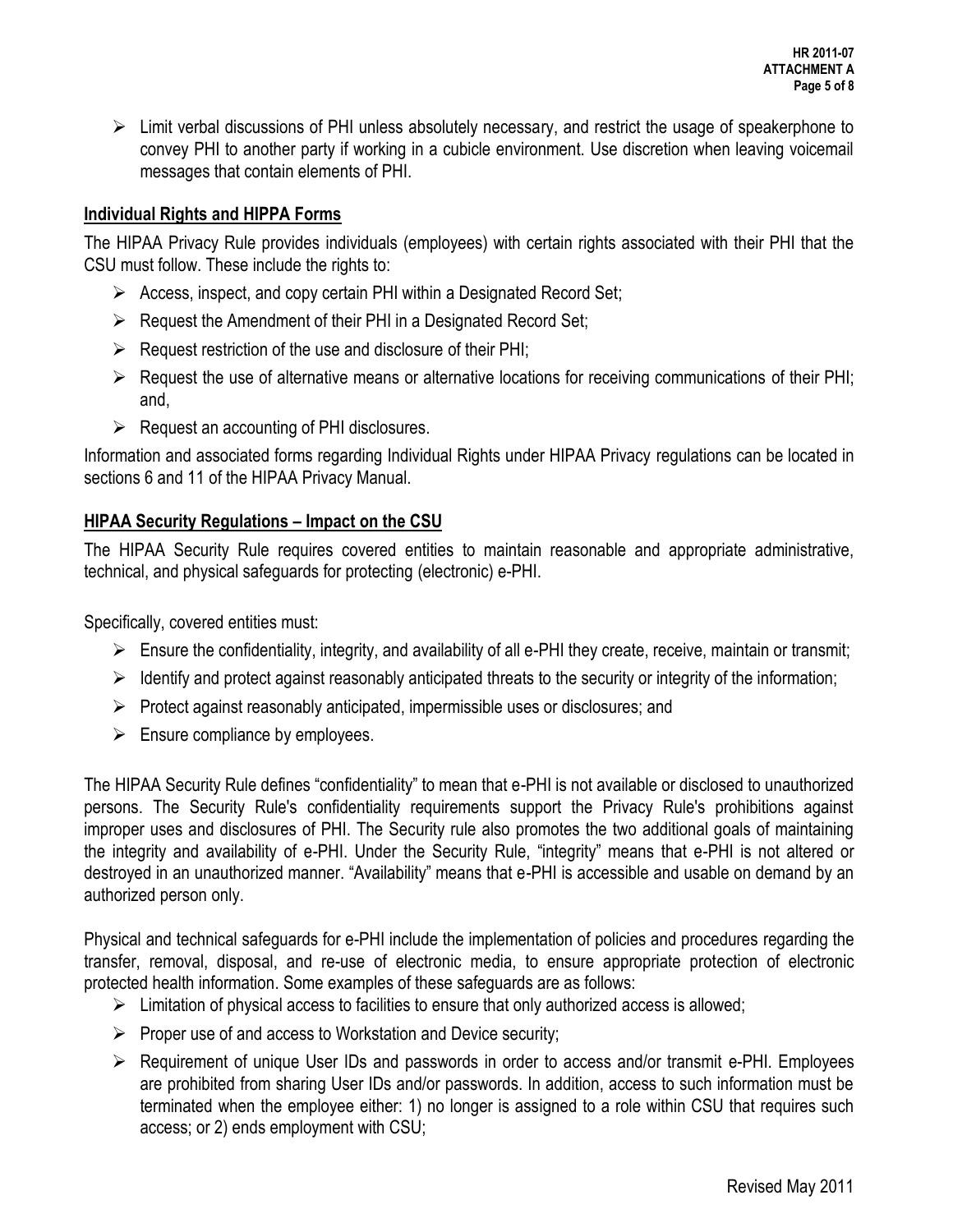- Limit verbal discussions of PHI unless absolutely necessary, and restrict the usage of speakerphone to convey PHI to another party if working in a cubicle environment. Use discretion when leaving voicemail messages that contain elements of PHI.

## Individual Rights and HIPPA Forms

The HIPAA Privacy Rule provides individuals (employees) with certain rights associated with their PHI that the CSU must follow. These include the rights to:

- Access, inspect, and copy certain PHI within a Designated Record Set;
- Request the Amendment of their PHI in a Designated Record Set;
- Request restriction of the use and disclosure of their PHI;
- Request the use of alternative means or alternative locations for receiving communications of their PHI; and,
- Request an accounting of PHI disclosures.

Information and associated forms regarding Individual Rights under HIPAA Privacy regulations can be located in sections 6 and 11 of the HIPAA Privacy Manual.

## HIPAA Security Regulations – Impact on the CSU

The HIPAA Security Rule requires covered entities to maintain reasonable and appropriate administrative, technical, and physical safeguards for protecting (electronic) e-PHI.

Specifically, covered entities must:

- Ensure the confidentiality, integrity, and availability of all e-PHI they create, receive, maintain or transmit;
- Identify and protect against reasonably anticipated threats to the security or integrity of the information;
- Protect against reasonably anticipated, impermissible uses or disclosures; and
- Ensure compliance by employees.

The HIPAA Security Rule defines "confidentiality" to mean that e-PHI is not available or disclosed to unauthorized persons. The Security Rule's confidentiality requirements support the Privacy Rule's prohibitions against improper uses and disclosures of PHI. The Security rule also promotes the two additional goals of maintaining the integrity and availability of e-PHI. Under the Security Rule, "integrity" means that e-PHI is not altered or destroyed in an unauthorized manner. "Availability" means that e-PHI is accessible and usable on demand by an authorized person only.

Physical and technical safeguards for e-PHI include the implementation of policies and procedures regarding the transfer, removal, disposal, and re-use of electronic media, to ensure appropriate protection of electronic protected health information. Some examples of these safeguards are as follows:

- Limitation of physical access to facilities to ensure that only authorized access is allowed;
- Proper use of and access to Workstation and Device security;
- Requirement of unique User IDs and passwords in order to access and/or transmit e-PHI. Employees are prohibited from sharing User IDs and/or passwords. In addition, access to such information must be terminated when the employee either: 1) no longer is assigned to a role within CSU that requires such access; or 2) ends employment with CSU;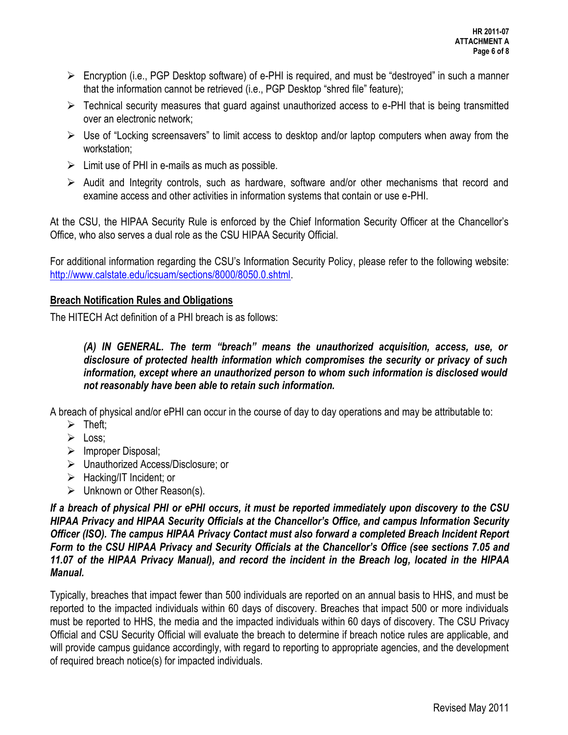- Encryption (i.e., PGP Desktop software) of e-PHI is required, and must be "destroyed" in such a manner that the information cannot be retrieved (i.e., PGP Desktop "shred file" feature);
- Technical security measures that guard against unauthorized access to e-PHI that is being transmitted over an electronic network;
- Use of "Locking screensavers" to limit access to desktop and/or laptop computers when away from the workstation;
- Limit use of PHI in e-mails as much as possible.
- Audit and Integrity controls, such as hardware, software and/or other mechanisms that record and examine access and other activities in information systems that contain or use e-PHI.

At the CSU, the HIPAA Security Rule is enforced by the Chief Information Security Officer at the Chancellor's Office, who also serves a dual role as the CSU HIPAA Security Official.

For additional information regarding the CSU's Information Security Policy, please refer to the following website: [http://www.calstate.edu/icsuam/sections/8000/8050.0.shtml](http://www.calstate.edu/icsuam/sections/8000/8050.0.shtml).

**Breach Notification Rules and Obligations**

The HITECH Act definition of a PHI breach is as follows:

> ***(A) IN GENERAL. The term "breach" means the unauthorized acquisition, access, use, or disclosure of protected health information which compromises the security or privacy of such information, except where an unauthorized person to whom such information is disclosed would not reasonably have been able to retain such information.***

A breach of physical and/or ePHI can occur in the course of day to day operations and may be attributable to:

- Theft;
- Loss;
- Improper Disposal;
- Unauthorized Access/Disclosure; or
- Hacking/IT Incident; or
- Unknown or Other Reason(s).

***If a breach of physical PHI or ePHI occurs, it must be reported immediately upon discovery to the CSU HIPAA Privacy and HIPAA Security Officials at the Chancellor's Office, and campus Information Security Officer (ISO). The campus HIPAA Privacy Contact must also forward a completed Breach Incident Report Form to the CSU HIPAA Privacy and Security Officials at the Chancellor's Office (see sections 7.05 and 11.07 of the HIPAA Privacy Manual), and record the incident in the Breach log, located in the HIPAA Manual.***

Typically, breaches that impact fewer than 500 individuals are reported on an annual basis to HHS, and must be reported to the impacted individuals within 60 days of discovery. Breaches that impact 500 or more individuals must be reported to HHS, the media and the impacted individuals within 60 days of discovery. The CSU Privacy Official and CSU Security Official will evaluate the breach to determine if breach notice rules are applicable, and will provide campus guidance accordingly, with regard to reporting to appropriate agencies, and the development of required breach notice(s) for impacted individuals.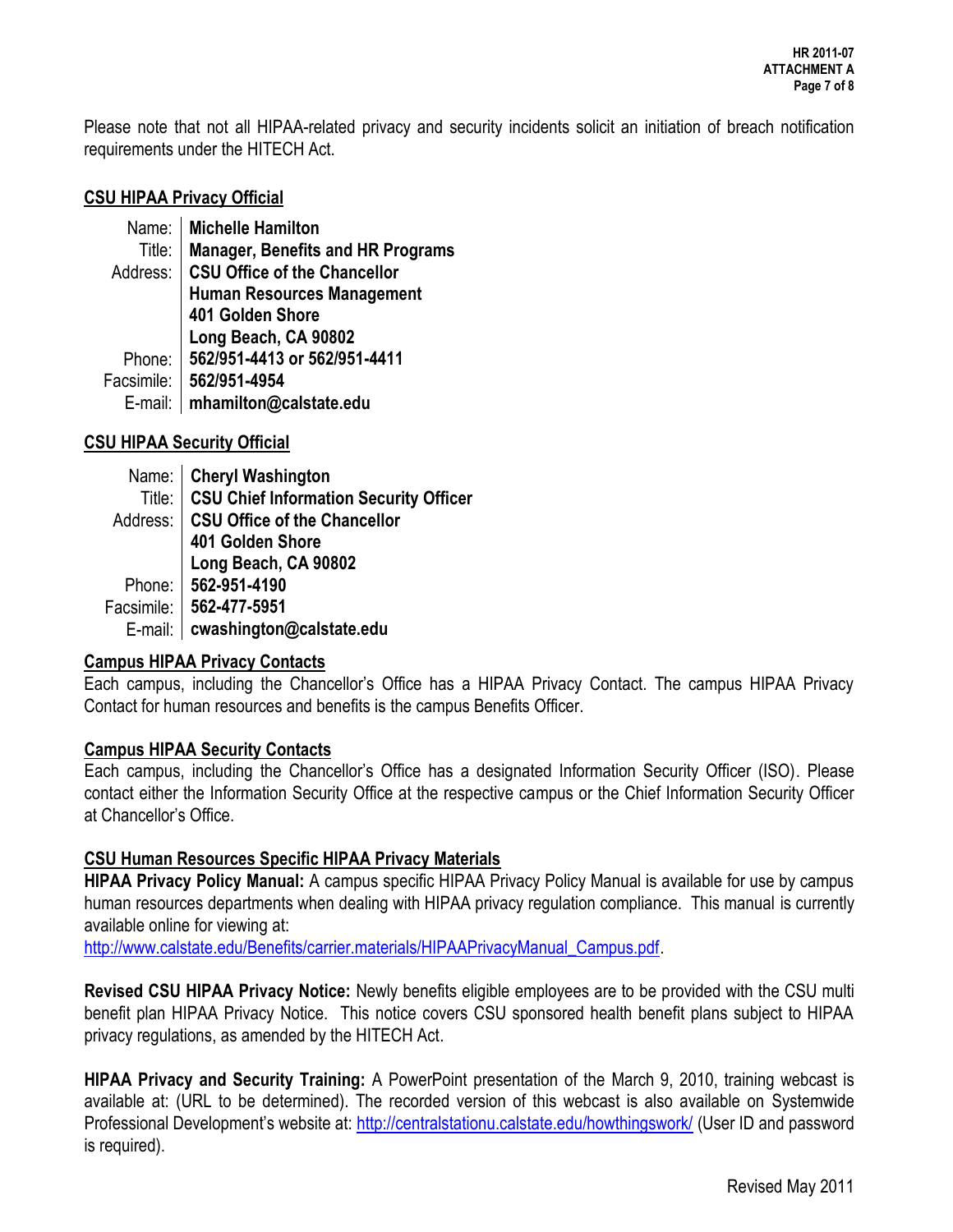Please note that not all HIPAA-related privacy and security incidents solicit an initiation of breach notification requirements under the HITECH Act.

## CSU HIPAA Privacy Official

| | |
|---|---|
| Name: | **Michelle Hamilton** |
| Title: | **Manager, Benefits and HR Programs** |
| Address: | **CSU Office of the Chancellor**<br>**Human Resources Management**<br>**401 Golden Shore**<br>**Long Beach, CA 90802** |
| Phone: | **562/951-4413 or 562/951-4411** |
| Facsimile: | **562/951-4954** |
| E-mail: | **mhamilton@calstate.edu** |

## CSU HIPAA Security Official

| | |
|---|---|
| Name: | **Cheryl Washington** |
| Title: | **CSU Chief Information Security Officer** |
| Address: | **CSU Office of the Chancellor**<br>**401 Golden Shore**<br>**Long Beach, CA 90802** |
| Phone: | **562-951-4190** |
| Facsimile: | **562-477-5951** |
| E-mail: | **cwashington@calstate.edu** |

## Campus HIPAA Privacy Contacts

Each campus, including the Chancellor's Office has a HIPAA Privacy Contact. The campus HIPAA Privacy Contact for human resources and benefits is the campus Benefits Officer.

## Campus HIPAA Security Contacts

Each campus, including the Chancellor's Office has a designated Information Security Officer (ISO). Please contact either the Information Security Office at the respective campus or the Chief Information Security Officer at Chancellor's Office.

## CSU Human Resources Specific HIPAA Privacy Materials

**HIPAA Privacy Policy Manual:** A campus specific HIPAA Privacy Policy Manual is available for use by campus human resources departments when dealing with HIPAA privacy regulation compliance. This manual is currently available online for viewing at: http://www.calstate.edu/Benefits/carrier.materials/HIPAAPrivacyManual_Campus.pdf.

**Revised CSU HIPAA Privacy Notice:** Newly benefits eligible employees are to be provided with the CSU multi benefit plan HIPAA Privacy Notice. This notice covers CSU sponsored health benefit plans subject to HIPAA privacy regulations, as amended by the HITECH Act.

**HIPAA Privacy and Security Training:** A PowerPoint presentation of the March 9, 2010, training webcast is available at: (URL to be determined). The recorded version of this webcast is also available on Systemwide Professional Development's website at: http://centralstationu.calstate.edu/howthingswork/ (User ID and password is required).

Revised May 2011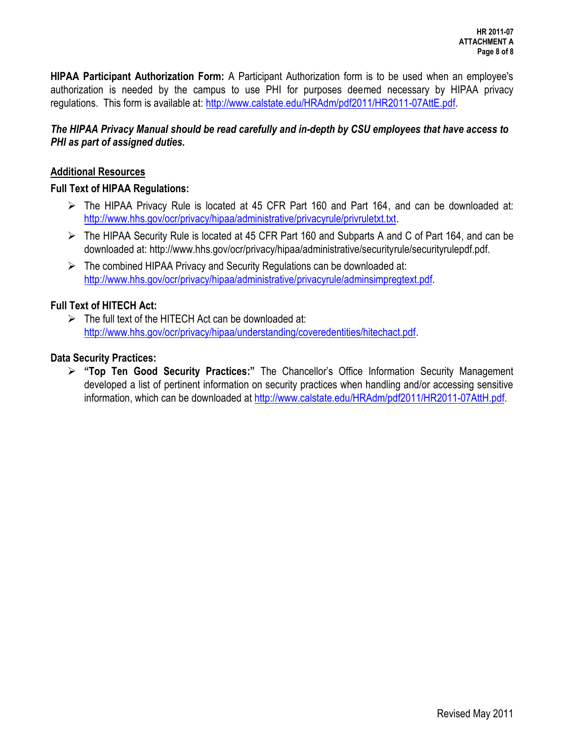**HIPAA Participant Authorization Form:** A Participant Authorization form is to be used when an employee's authorization is needed by the campus to use PHI for purposes deemed necessary by HIPAA privacy regulations. This form is available at: http://www.calstate.edu/HRAdm/pdf2011/HR2011-07AttE.pdf.

***The HIPAA Privacy Manual should be read carefully and in-depth by CSU employees that have access to PHI as part of assigned duties.***

## Additional Resources

### Full Text of HIPAA Regulations:

- The HIPAA Privacy Rule is located at 45 CFR Part 160 and Part 164, and can be downloaded at: http://www.hhs.gov/ocr/privacy/hipaa/administrative/privacyrule/privruletxt.txt.
- The HIPAA Security Rule is located at 45 CFR Part 160 and Subparts A and C of Part 164, and can be downloaded at: http://www.hhs.gov/ocr/privacy/hipaa/administrative/securityrule/securityrulepdf.pdf.
- The combined HIPAA Privacy and Security Regulations can be downloaded at: http://www.hhs.gov/ocr/privacy/hipaa/administrative/privacyrule/adminsimpregtext.pdf.

### Full Text of HITECH Act:

- The full text of the HITECH Act can be downloaded at: http://www.hhs.gov/ocr/privacy/hipaa/understanding/coveredentities/hitechact.pdf.

### Data Security Practices:

- **"Top Ten Good Security Practices:"** The Chancellor's Office Information Security Management developed a list of pertinent information on security practices when handling and/or accessing sensitive information, which can be downloaded at http://www.calstate.edu/HRAdm/pdf2011/HR2011-07AttH.pdf.

Revised May 2011